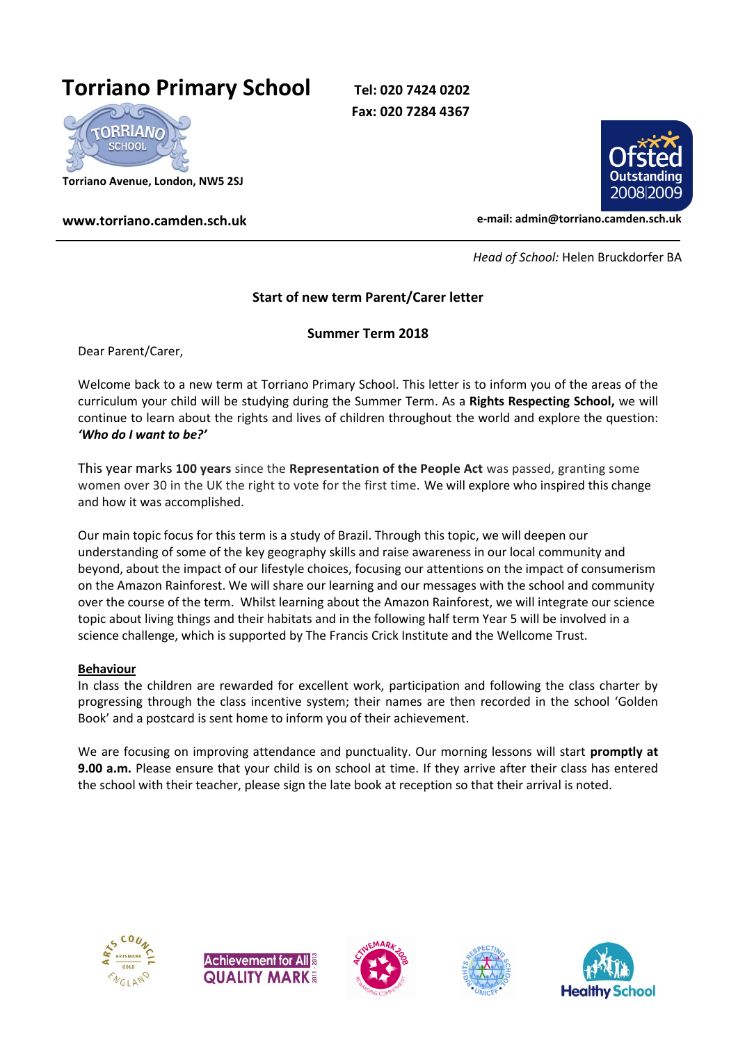# Torriano Primary School

**Tel: 020 7424 0202**
**Fax: 020 7284 4367**

**Torriano Avenue, London, NW5 2SJ**

**www.torriano.camden.sch.uk**

**e-mail: admin@torriano.camden.sch.uk**

*Head of School:* Helen Bruckdorfer BA

## Start of new term Parent/Carer letter

## Summer Term 2018

Dear Parent/Carer,

Welcome back to a new term at Torriano Primary School. This letter is to inform you of the areas of the curriculum your child will be studying during the Summer Term. As a **Rights Respecting School,** we will continue to learn about the rights and lives of children throughout the world and explore the question: ***'Who do I want to be?'***

This year marks **100 years** since the **Representation of the People Act** was passed, granting some women over 30 in the UK the right to vote for the first time. We will explore who inspired this change and how it was accomplished.

Our main topic focus for this term is a study of Brazil. Through this topic, we will deepen our understanding of some of the key geography skills and raise awareness in our local community and beyond, about the impact of our lifestyle choices, focusing our attentions on the impact of consumerism on the Amazon Rainforest. We will share our learning and our messages with the school and community over the course of the term. Whilst learning about the Amazon Rainforest, we will integrate our science topic about living things and their habitats and in the following half term Year 5 will be involved in a science challenge, which is supported by The Francis Crick Institute and the Wellcome Trust.

**Behaviour**

In class the children are rewarded for excellent work, participation and following the class charter by progressing through the class incentive system; their names are then recorded in the school 'Golden Book' and a postcard is sent home to inform you of their achievement.

We are focusing on improving attendance and punctuality. Our morning lessons will start **promptly at 9.00 a.m.** Please ensure that your child is on school at time. If they arrive after their class has entered the school with their teacher, please sign the late book at reception so that their arrival is noted.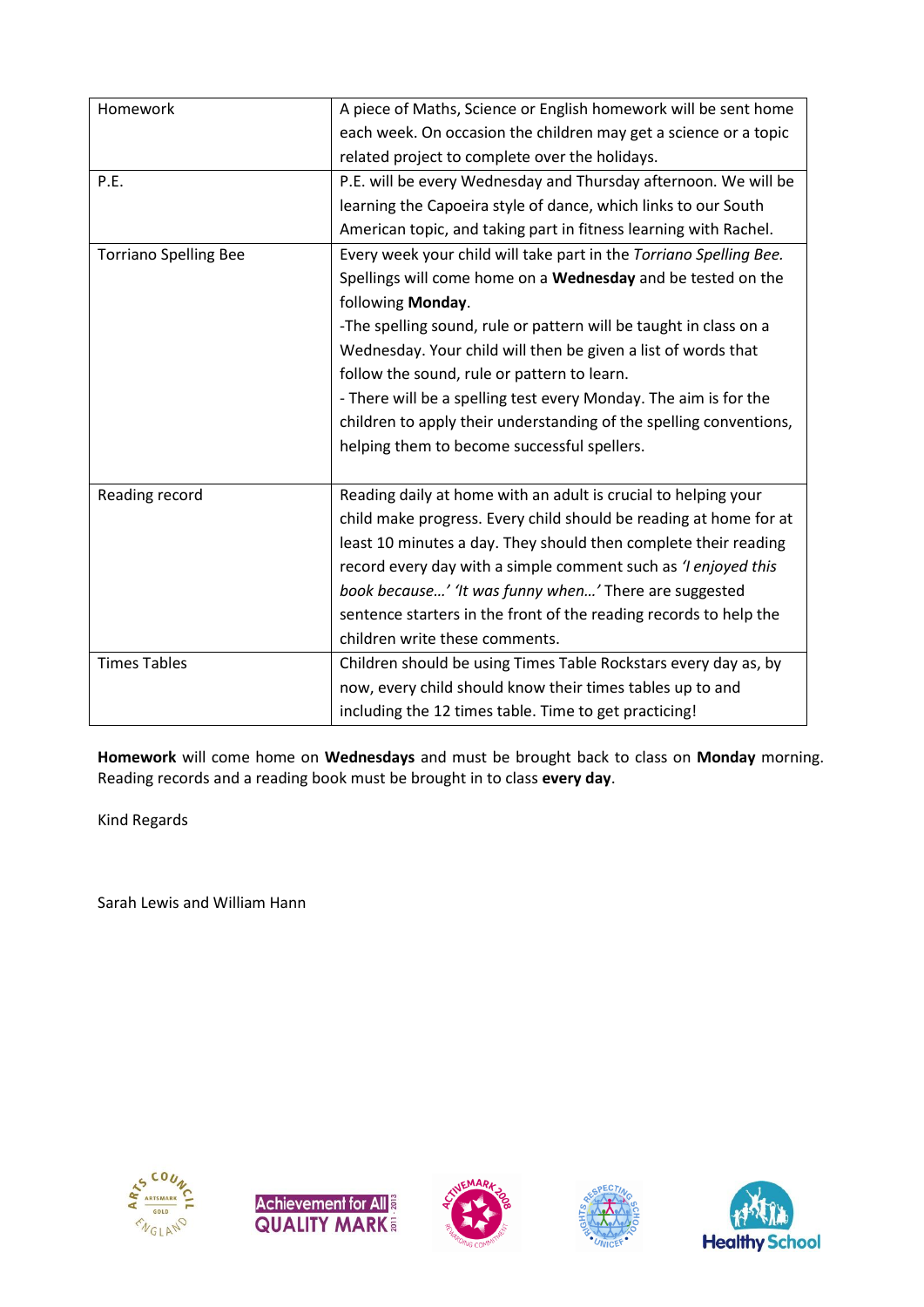| | |
|---|---|
| Homework | A piece of Maths, Science or English homework will be sent home each week. On occasion the children may get a science or a topic related project to complete over the holidays. |
| P.E. | P.E. will be every Wednesday and Thursday afternoon. We will be learning the Capoeira style of dance, which links to our South American topic, and taking part in fitness learning with Rachel. |
| Torriano Spelling Bee | Every week your child will take part in the *Torriano Spelling Bee.* Spellings will come home on a **Wednesday** and be tested on the following **Monday**.<br>-The spelling sound, rule or pattern will be taught in class on a Wednesday. Your child will then be given a list of words that follow the sound, rule or pattern to learn.<br>- There will be a spelling test every Monday. The aim is for the children to apply their understanding of the spelling conventions, helping them to become successful spellers. |
| Reading record | Reading daily at home with an adult is crucial to helping your child make progress. Every child should be reading at home for at least 10 minutes a day. They should then complete their reading record every day with a simple comment such as *'I enjoyed this book because…' 'It was funny when…'* There are suggested sentence starters in the front of the reading records to help the children write these comments. |
| Times Tables | Children should be using Times Table Rockstars every day as, by now, every child should know their times tables up to and including the 12 times table. Time to get practicing! |

**Homework** will come home on **Wednesdays** and must be brought back to class on **Monday** morning. Reading records and a reading book must be brought in to class **every day**.

Kind Regards

Sarah Lewis and William Hann